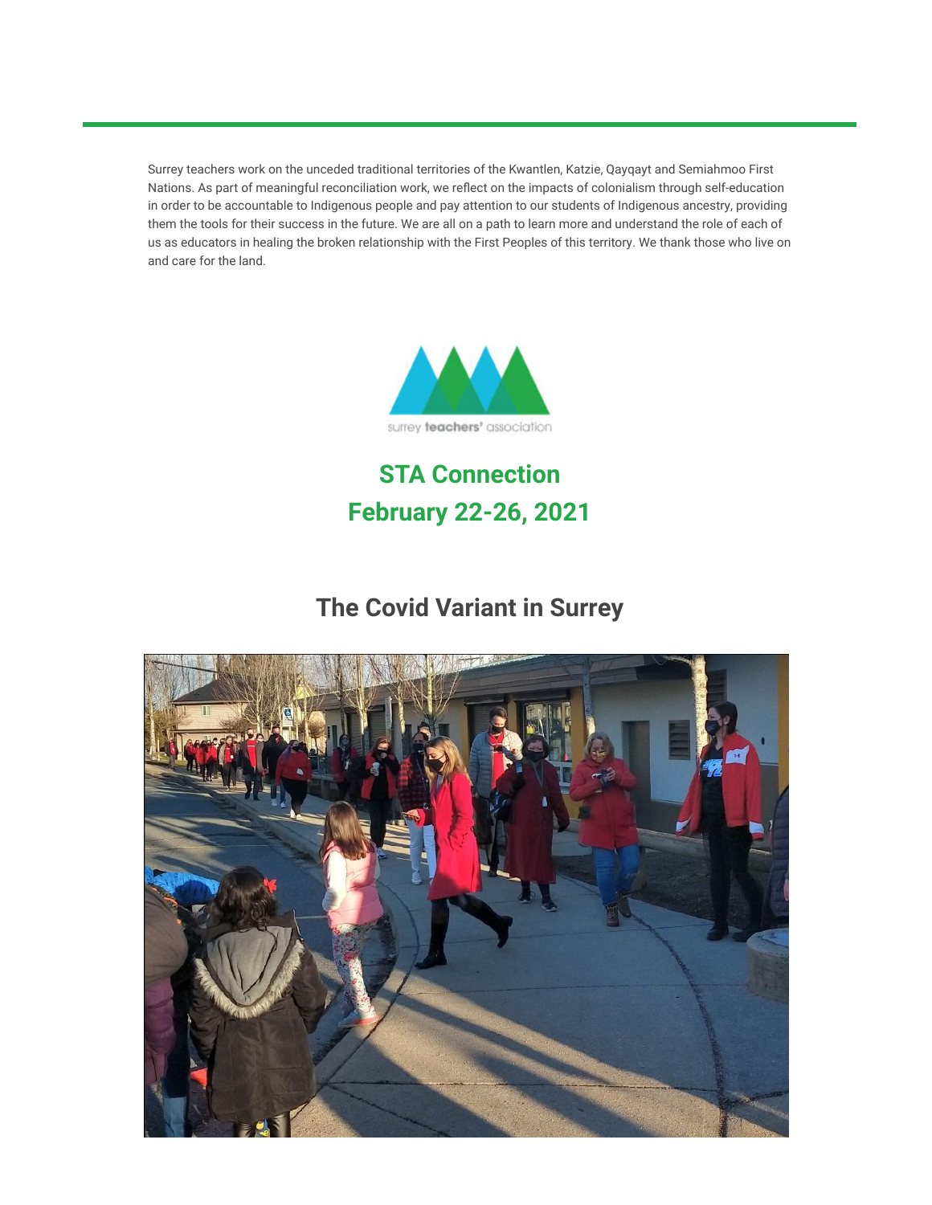Surrey teachers work on the unceded traditional territories of the Kwantlen, Katzie, Qayqayt and Semiahmoo First Nations. As part of meaningful reconciliation work, we reflect on the impacts of colonialism through self-education in order to be accountable to Indigenous people and pay attention to our students of Indigenous ancestry, providing them the tools for their success in the future. We are all on a path to learn more and understand the role of each of us as educators in healing the broken relationship with the First Peoples of this territory. We thank those who live on and care for the land.

surrey **teachers'** association

# STA Connection
# February 22-26, 2021

## The Covid Variant in Surrey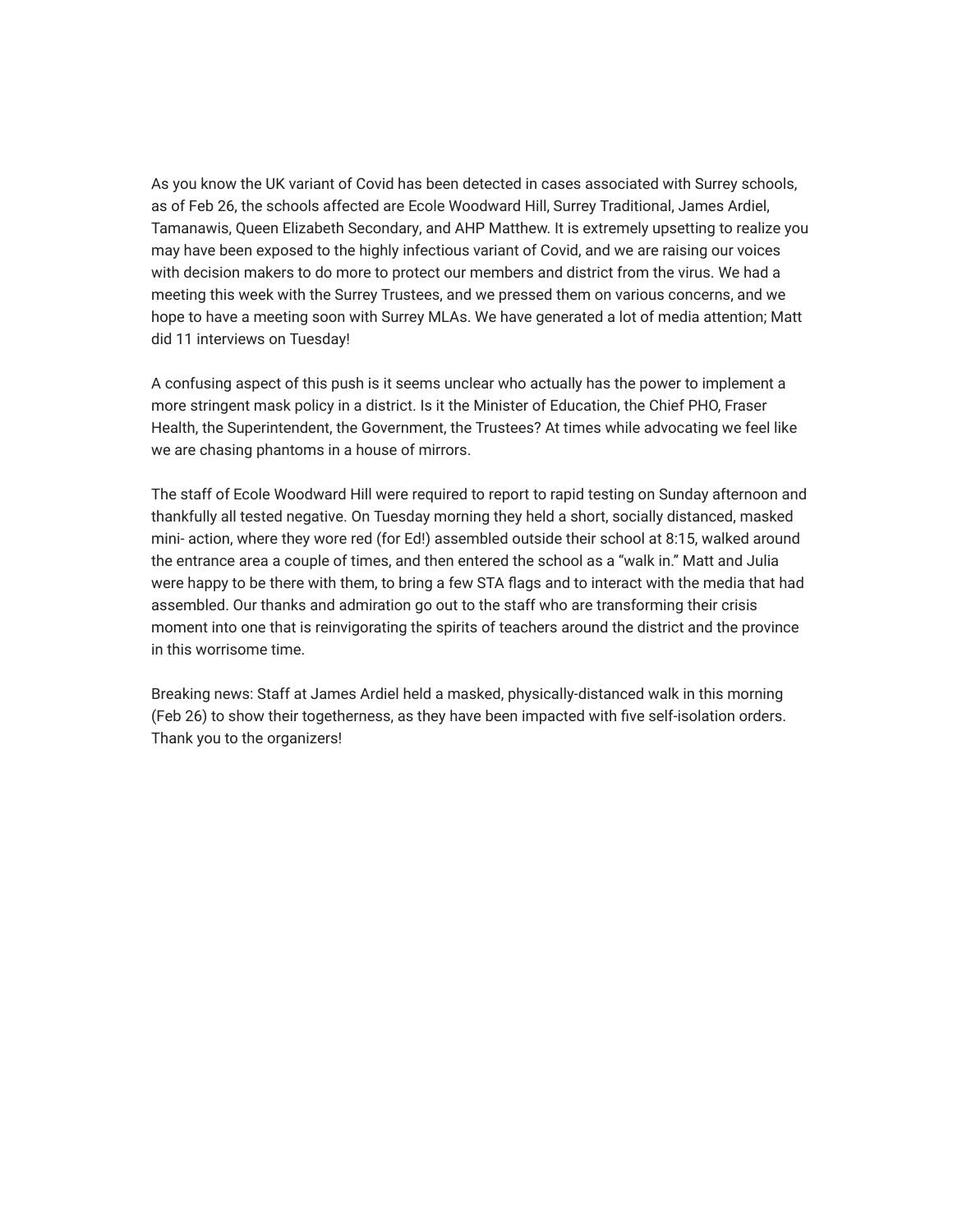As you know the UK variant of Covid has been detected in cases associated with Surrey schools, as of Feb 26, the schools affected are Ecole Woodward Hill, Surrey Traditional, James Ardiel, Tamanawis, Queen Elizabeth Secondary, and AHP Matthew. It is extremely upsetting to realize you may have been exposed to the highly infectious variant of Covid, and we are raising our voices with decision makers to do more to protect our members and district from the virus. We had a meeting this week with the Surrey Trustees, and we pressed them on various concerns, and we hope to have a meeting soon with Surrey MLAs. We have generated a lot of media attention; Matt did 11 interviews on Tuesday!

A confusing aspect of this push is it seems unclear who actually has the power to implement a more stringent mask policy in a district. Is it the Minister of Education, the Chief PHO, Fraser Health, the Superintendent, the Government, the Trustees? At times while advocating we feel like we are chasing phantoms in a house of mirrors.

The staff of Ecole Woodward Hill were required to report to rapid testing on Sunday afternoon and thankfully all tested negative. On Tuesday morning they held a short, socially distanced, masked mini- action, where they wore red (for Ed!) assembled outside their school at 8:15, walked around the entrance area a couple of times, and then entered the school as a "walk in." Matt and Julia were happy to be there with them, to bring a few STA flags and to interact with the media that had assembled. Our thanks and admiration go out to the staff who are transforming their crisis moment into one that is reinvigorating the spirits of teachers around the district and the province in this worrisome time.

Breaking news: Staff at James Ardiel held a masked, physically-distanced walk in this morning (Feb 26) to show their togetherness, as they have been impacted with five self-isolation orders. Thank you to the organizers!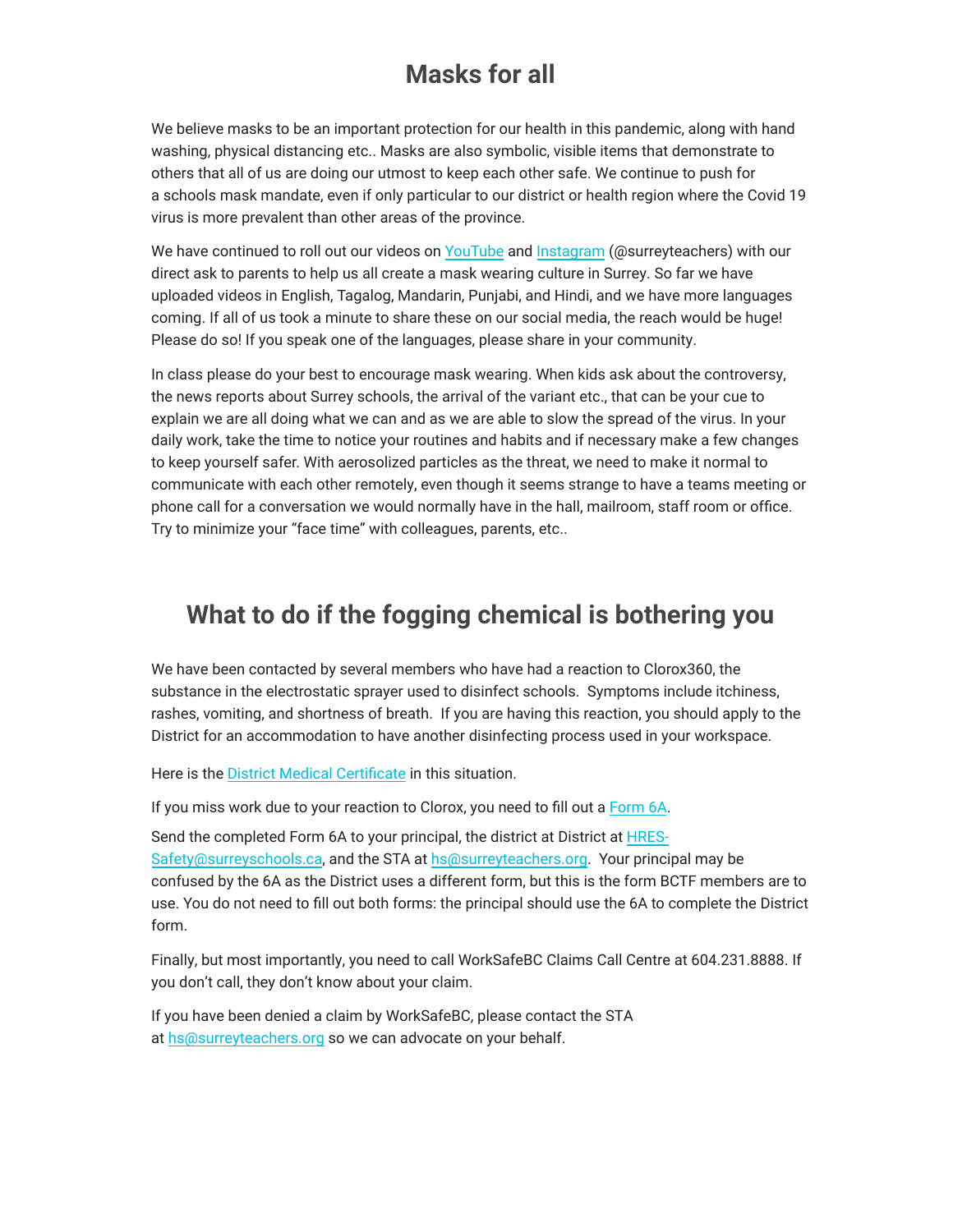## Masks for all

We believe masks to be an important protection for our health in this pandemic, along with hand washing, physical distancing etc.. Masks are also symbolic, visible items that demonstrate to others that all of us are doing our utmost to keep each other safe. We continue to push for a schools mask mandate, even if only particular to our district or health region where the Covid 19 virus is more prevalent than other areas of the province.

We have continued to roll out our videos on [YouTube]() and [Instagram]() (@surreyteachers) with our direct ask to parents to help us all create a mask wearing culture in Surrey. So far we have uploaded videos in English, Tagalog, Mandarin, Punjabi, and Hindi, and we have more languages coming. If all of us took a minute to share these on our social media, the reach would be huge! Please do so! If you speak one of the languages, please share in your community.

In class please do your best to encourage mask wearing. When kids ask about the controversy, the news reports about Surrey schools, the arrival of the variant etc., that can be your cue to explain we are all doing what we can and as we are able to slow the spread of the virus. In your daily work, take the time to notice your routines and habits and if necessary make a few changes to keep yourself safer. With aerosolized particles as the threat, we need to make it normal to communicate with each other remotely, even though it seems strange to have a teams meeting or phone call for a conversation we would normally have in the hall, mailroom, staff room or office. Try to minimize your "face time" with colleagues, parents, etc..

## What to do if the fogging chemical is bothering you

We have been contacted by several members who have had a reaction to Clorox360, the substance in the electrostatic sprayer used to disinfect schools. Symptoms include itchiness, rashes, vomiting, and shortness of breath. If you are having this reaction, you should apply to the District for an accommodation to have another disinfecting process used in your workspace.

Here is the [District Medical Certificate]() in this situation.

If you miss work due to your reaction to Clorox, you need to fill out a [Form 6A]().

Send the completed Form 6A to your principal, the district at District at [HRES-Safety@surreyschools.ca](mailto:HRES-Safety@surreyschools.ca), and the STA at [hs@surreyteachers.org](mailto:hs@surreyteachers.org). Your principal may be confused by the 6A as the District uses a different form, but this is the form BCTF members are to use. You do not need to fill out both forms: the principal should use the 6A to complete the District form.

Finally, but most importantly, you need to call WorkSafeBC Claims Call Centre at 604.231.8888. If you don't call, they don't know about your claim.

If you have been denied a claim by WorkSafeBC, please contact the STA at [hs@surreyteachers.org](mailto:hs@surreyteachers.org) so we can advocate on your behalf.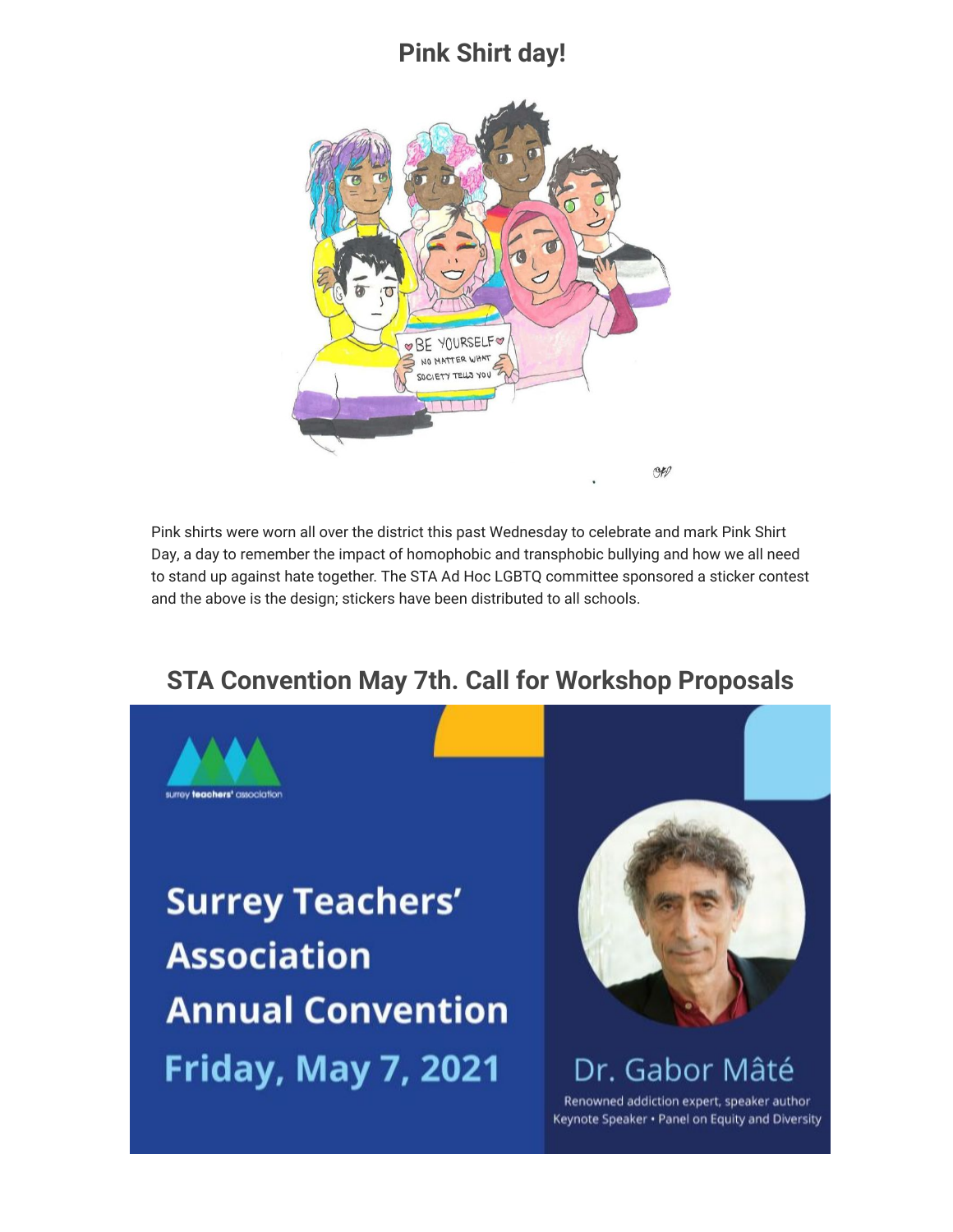## Pink Shirt day!

Pink shirts were worn all over the district this past Wednesday to celebrate and mark Pink Shirt Day, a day to remember the impact of homophobic and transphobic bullying and how we all need to stand up against hate together. The STA Ad Hoc LGBTQ committee sponsored a sticker contest and the above is the design; stickers have been distributed to all schools.

## STA Convention May 7th. Call for Workshop Proposals

surrey teachers' association

Surrey Teachers' Association Annual Convention

Friday, May 7, 2021

Dr. Gabor Mâté

Renowned addiction expert, speaker author
Keynote Speaker • Panel on Equity and Diversity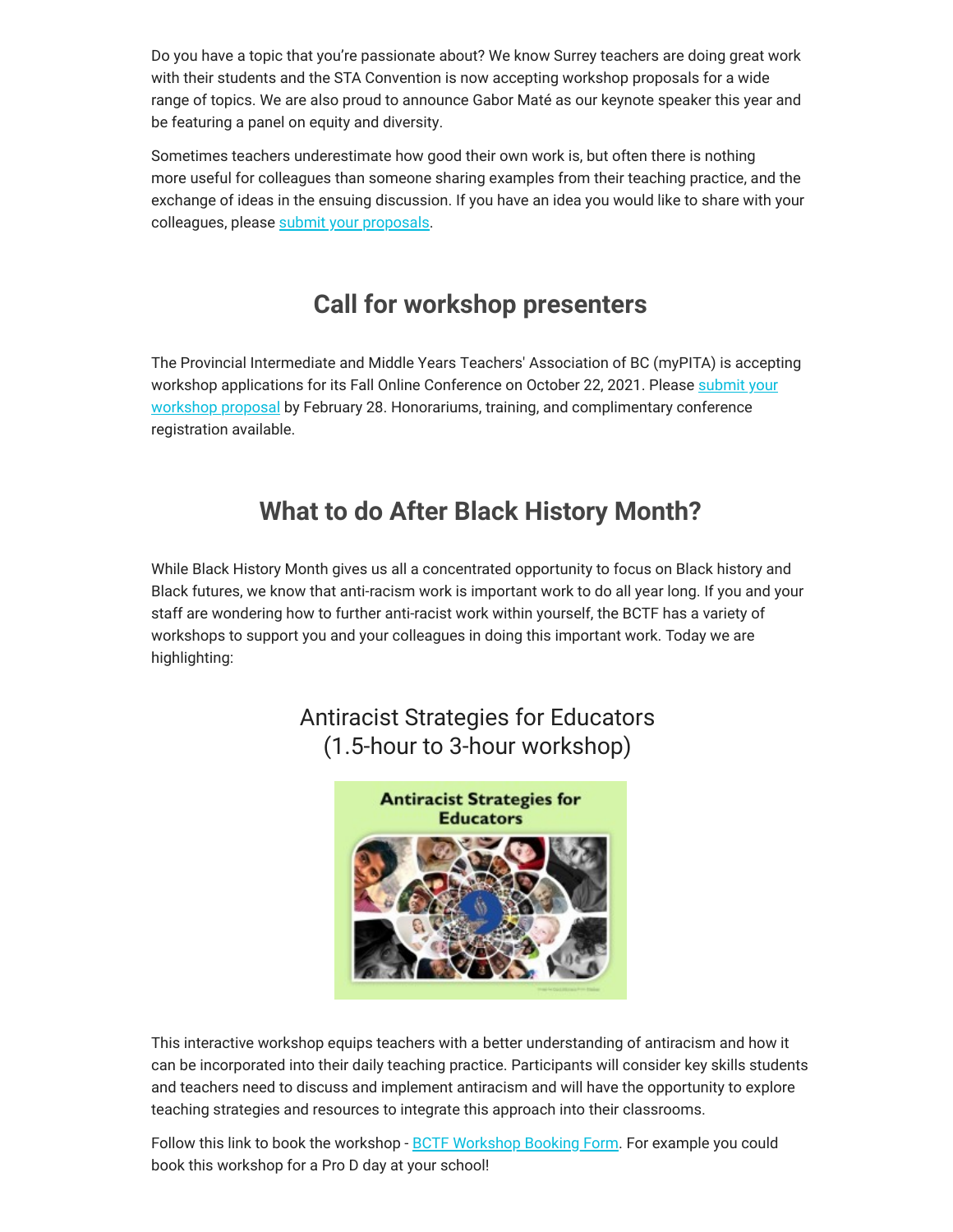Do you have a topic that you're passionate about? We know Surrey teachers are doing great work with their students and the STA Convention is now accepting workshop proposals for a wide range of topics. We are also proud to announce Gabor Maté as our keynote speaker this year and be featuring a panel on equity and diversity.

Sometimes teachers underestimate how good their own work is, but often there is nothing more useful for colleagues than someone sharing examples from their teaching practice, and the exchange of ideas in the ensuing discussion. If you have an idea you would like to share with your colleagues, please submit your proposals.

## Call for workshop presenters

The Provincial Intermediate and Middle Years Teachers' Association of BC (myPITA) is accepting workshop applications for its Fall Online Conference on October 22, 2021. Please submit your workshop proposal by February 28. Honorariums, training, and complimentary conference registration available.

## What to do After Black History Month?

While Black History Month gives us all a concentrated opportunity to focus on Black history and Black futures, we know that anti-racism work is important work to do all year long. If you and your staff are wondering how to further anti-racist work within yourself, the BCTF has a variety of workshops to support you and your colleagues in doing this important work. Today we are highlighting:

### Antiracist Strategies for Educators (1.5-hour to 3-hour workshop)

This interactive workshop equips teachers with a better understanding of antiracism and how it can be incorporated into their daily teaching practice. Participants will consider key skills students and teachers need to discuss and implement antiracism and will have the opportunity to explore teaching strategies and resources to integrate this approach into their classrooms.

Follow this link to book the workshop - BCTF Workshop Booking Form. For example you could book this workshop for a Pro D day at your school!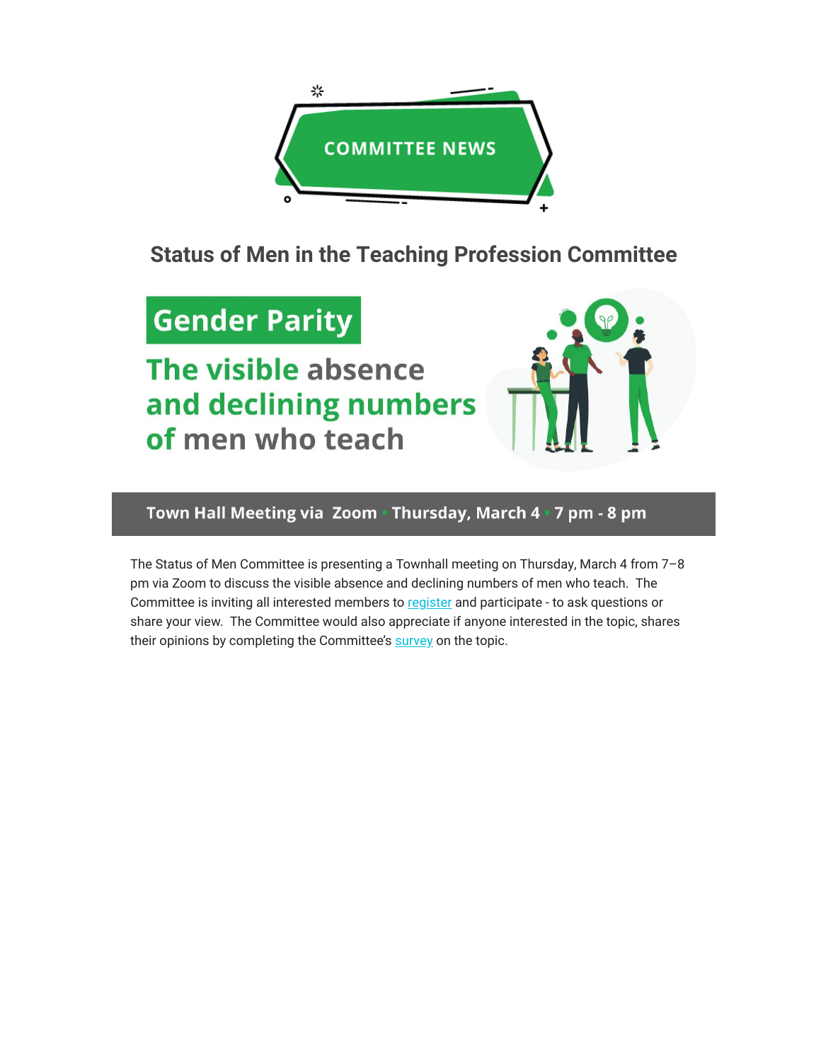COMMITTEE NEWS

## Status of Men in the Teaching Profession Committee

# Gender Parity

## The visible absence and declining numbers of men who teach

**Town Hall Meeting via Zoom • Thursday, March 4 • 7 pm - 8 pm**

The Status of Men Committee is presenting a Townhall meeting on Thursday, March 4 from 7–8 pm via Zoom to discuss the visible absence and declining numbers of men who teach. The Committee is inviting all interested members to register and participate - to ask questions or share your view. The Committee would also appreciate if anyone interested in the topic, shares their opinions by completing the Committee's survey on the topic.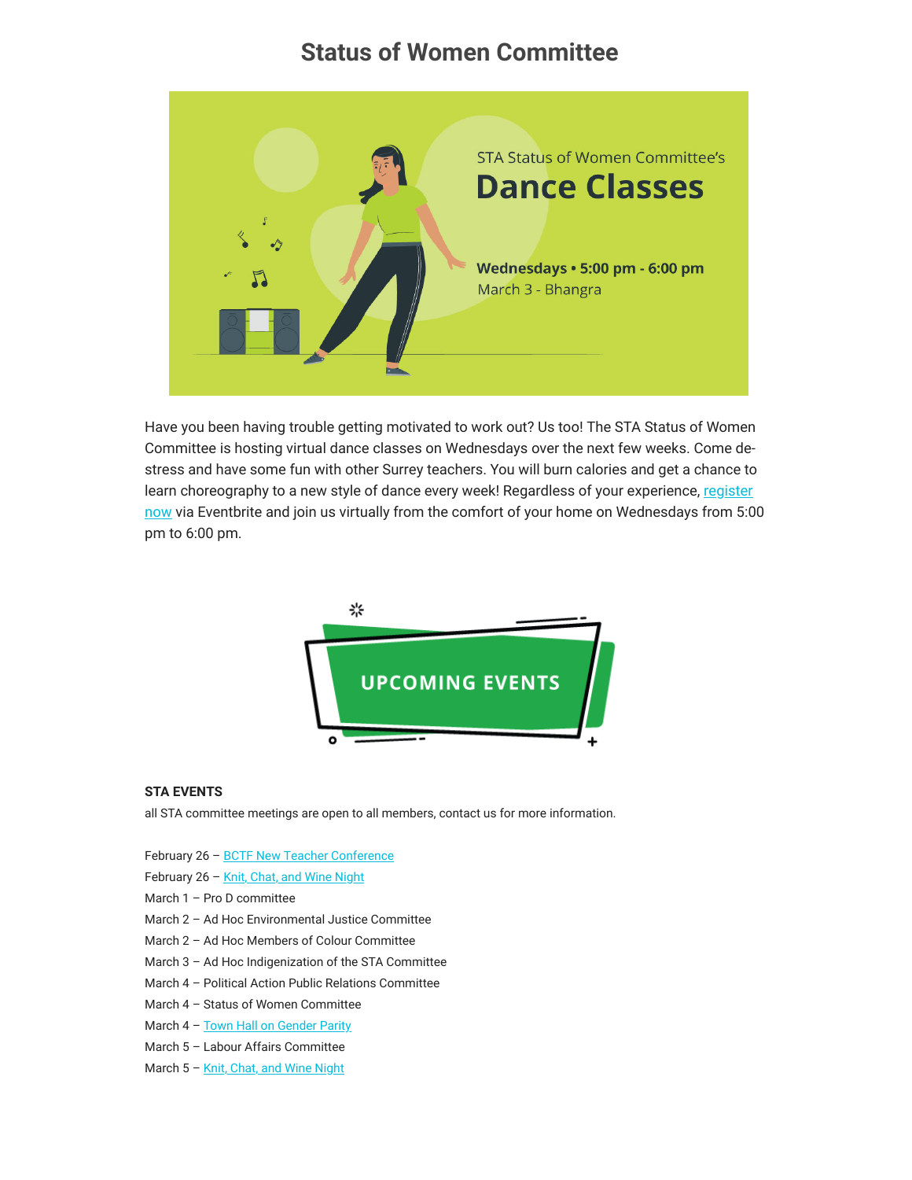# Status of Women Committee

STA Status of Women Committee's

**Dance Classes**

**Wednesdays • 5:00 pm - 6:00 pm**

March 3 - Bhangra

Have you been having trouble getting motivated to work out? Us too! The STA Status of Women Committee is hosting virtual dance classes on Wednesdays over the next few weeks. Come de-stress and have some fun with other Surrey teachers. You will burn calories and get a chance to learn choreography to a new style of dance every week! Regardless of your experience, register now via Eventbrite and join us virtually from the comfort of your home on Wednesdays from 5:00 pm to 6:00 pm.

UPCOMING EVENTS

**STA EVENTS**

all STA committee meetings are open to all members, contact us for more information.

February 26 – BCTF New Teacher Conference
February 26 – Knit, Chat, and Wine Night
March 1 – Pro D committee
March 2 – Ad Hoc Environmental Justice Committee
March 2 – Ad Hoc Members of Colour Committee
March 3 – Ad Hoc Indigenization of the STA Committee
March 4 – Political Action Public Relations Committee
March 4 – Status of Women Committee
March 4 – Town Hall on Gender Parity
March 5 – Labour Affairs Committee
March 5 – Knit, Chat, and Wine Night